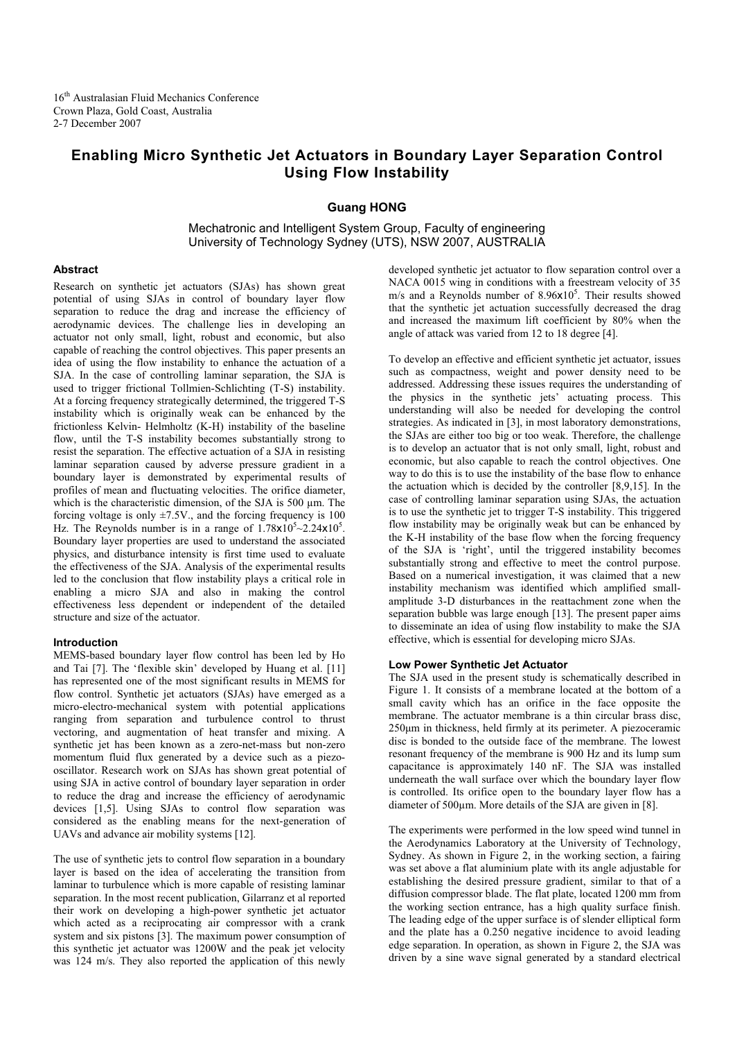16th Australasian Fluid Mechanics Conference
Crown Plaza, Gold Coast, Australia
2-7 December 2007

# Enabling Micro Synthetic Jet Actuators in Boundary Layer Separation Control Using Flow Instability

**Guang HONG**

Mechatronic and Intelligent System Group, Faculty of engineering
University of Technology Sydney (UTS), NSW 2007, AUSTRALIA

## Abstract

Research on synthetic jet actuators (SJAs) has shown great potential of using SJAs in control of boundary layer flow separation to reduce the drag and increase the efficiency of aerodynamic devices. The challenge lies in developing an actuator not only small, light, robust and economic, but also capable of reaching the control objectives. This paper presents an idea of using the flow instability to enhance the actuation of a SJA. In the case of controlling laminar separation, the SJA is used to trigger frictional Tollmien-Schlichting (T-S) instability. At a forcing frequency strategically determined, the triggered T-S instability which is originally weak can be enhanced by the frictionless Kelvin- Helmholtz (K-H) instability of the baseline flow, until the T-S instability becomes substantially strong to resist the separation. The effective actuation of a SJA in resisting laminar separation caused by adverse pressure gradient in a boundary layer is demonstrated by experimental results of profiles of mean and fluctuating velocities. The orifice diameter, which is the characteristic dimension, of the SJA is 500 μm. The forcing voltage is only ±7.5V., and the forcing frequency is 100 Hz. The Reynolds number is in a range of $1.78 \times 10^5 \sim 2.24 \times 10^5$. Boundary layer properties are used to understand the associated physics, and disturbance intensity is first time used to evaluate the effectiveness of the SJA. Analysis of the experimental results led to the conclusion that flow instability plays a critical role in enabling a micro SJA and also in making the control effectiveness less dependent or independent of the detailed structure and size of the actuator.

## Introduction

MEMS-based boundary layer flow control has been led by Ho and Tai [7]. The 'flexible skin' developed by Huang et al. [11] has represented one of the most significant results in MEMS for flow control. Synthetic jet actuators (SJAs) have emerged as a micro-electro-mechanical system with potential applications ranging from separation and turbulence control to thrust vectoring, and augmentation of heat transfer and mixing. A synthetic jet has been known as a zero-net-mass but non-zero momentum fluid flux generated by a device such as a piezo-oscillator. Research work on SJAs has shown great potential of using SJA in active control of boundary layer separation in order to reduce the drag and increase the efficiency of aerodynamic devices [1,5]. Using SJAs to control flow separation was considered as the enabling means for the next-generation of UAVs and advance air mobility systems [12].

The use of synthetic jets to control flow separation in a boundary layer is based on the idea of accelerating the transition from laminar to turbulence which is more capable of resisting laminar separation. In the most recent publication, Gilarranz et al reported their work on developing a high-power synthetic jet actuator which acted as a reciprocating air compressor with a crank system and six pistons [3]. The maximum power consumption of this synthetic jet actuator was 1200W and the peak jet velocity was 124 m/s. They also reported the application of this newly developed synthetic jet actuator to flow separation control over a NACA 0015 wing in conditions with a freestream velocity of 35 m/s and a Reynolds number of $8.96 \times 10^5$. Their results showed that the synthetic jet actuation successfully decreased the drag and increased the maximum lift coefficient by 80% when the angle of attack was varied from 12 to 18 degree [4].

To develop an effective and efficient synthetic jet actuator, issues such as compactness, weight and power density need to be addressed. Addressing these issues requires the understanding of the physics in the synthetic jets' actuating process. This understanding will also be needed for developing the control strategies. As indicated in [3], in most laboratory demonstrations, the SJAs are either too big or too weak. Therefore, the challenge is to develop an actuator that is not only small, light, robust and economic, but also capable to reach the control objectives. One way to do this is to use the instability of the base flow to enhance the actuation which is decided by the controller [8,9,15]. In the case of controlling laminar separation using SJAs, the actuation is to use the synthetic jet to trigger T-S instability. This triggered flow instability may be originally weak but can be enhanced by the K-H instability of the base flow when the forcing frequency of the SJA is 'right', until the triggered instability becomes substantially strong and effective to meet the control purpose. Based on a numerical investigation, it was claimed that a new instability mechanism was identified which amplified small-amplitude 3-D disturbances in the reattachment zone when the separation bubble was large enough [13]. The present paper aims to disseminate an idea of using flow instability to make the SJA effective, which is essential for developing micro SJAs.

## Low Power Synthetic Jet Actuator

The SJA used in the present study is schematically described in Figure 1. It consists of a membrane located at the bottom of a small cavity which has an orifice in the face opposite the membrane. The actuator membrane is a thin circular brass disc, 250μm in thickness, held firmly at its perimeter. A piezoceramic disc is bonded to the outside face of the membrane. The lowest resonant frequency of the membrane is 900 Hz and its lump sum capacitance is approximately 140 nF. The SJA was installed underneath the wall surface over which the boundary layer flow is controlled. Its orifice open to the boundary layer flow has a diameter of 500μm. More details of the SJA are given in [8].

The experiments were performed in the low speed wind tunnel in the Aerodynamics Laboratory at the University of Technology, Sydney. As shown in Figure 2, in the working section, a fairing was set above a flat aluminium plate with its angle adjustable for establishing the desired pressure gradient, similar to that of a diffusion compressor blade. The flat plate, located 1200 mm from the working section entrance, has a high quality surface finish. The leading edge of the upper surface is of slender elliptical form and the plate has a 0.250 negative incidence to avoid leading edge separation. In operation, as shown in Figure 2, the SJA was driven by a sine wave signal generated by a standard electrical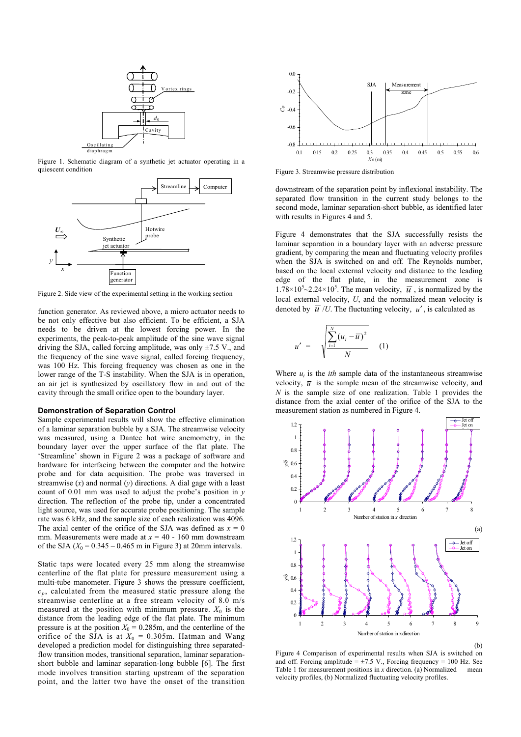Figure 1. Schematic diagram of a synthetic jet actuator operating in a quiescent condition

Figure 2. Side view of the experimental setting in the working section

function generator. As reviewed above, a micro actuator needs to be not only effective but also efficient. To be efficient, a SJA needs to be driven at the lowest forcing power. In the experiments, the peak-to-peak amplitude of the sine wave signal driving the SJA, called forcing amplitude, was only ±7.5 V., and the frequency of the sine wave signal, called forcing frequency, was 100 Hz. This forcing frequency was chosen as one in the lower range of the T-S instability. When the SJA is in operation, an air jet is synthesized by oscillatory flow in and out of the cavity through the small orifice open to the boundary layer.

### Demonstration of Separation Control

Sample experimental results will show the effective elimination of a laminar separation bubble by a SJA. The streamwise velocity was measured, using a Dantec hot wire anemometry, in the boundary layer over the upper surface of the flat plate. The 'Streamline' shown in Figure 2 was a package of software and hardware for interfacing between the computer and the hotwire probe and for data acquisition. The probe was traversed in streamwise ($x$) and normal ($y$) directions. A dial gage with a least count of 0.01 mm was used to adjust the probe's position in $y$ direction. The reflection of the probe tip, under a concentrated light source, was used for accurate probe positioning. The sample rate was 6 kHz, and the sample size of each realization was 4096. The axial center of the orifice of the SJA was defined as $x = 0$ mm. Measurements were made at $x$ = 40 - 160 mm downstream of the SJA ($X_0$ = 0.345 – 0.465 m in Figure 3) at 20mm intervals.

Static taps were located every 25 mm along the streamwise centerline of the flat plate for pressure measurement using a multi-tube manometer. Figure 3 shows the pressure coefficient, $c_p$, calculated from the measured static pressure along the streamwise centerline at a free stream velocity of 8.0 m/s measured at the position with minimum pressure. $X_0$ is the distance from the leading edge of the flat plate. The minimum pressure is at the position $X_0$ = 0.285m, and the centerline of the orifice of the SJA is at $X_0$ = 0.305m. Hatman and Wang developed a prediction model for distinguishing three separated-flow transition modes, transitional separation, laminar separation-short bubble and laminar separation-long bubble [6]. The first mode involves transition starting upstream of the separation point, and the latter two have the onset of the transition

Figure 3. Streamwise pressure distribution

downstream of the separation point by inflexional instability. The separated flow transition in the current study belongs to the second mode, laminar separation-short bubble, as identified later with results in Figures 4 and 5.

Figure 4 demonstrates that the SJA successfully resists the laminar separation in a boundary layer with an adverse pressure gradient, by comparing the mean and fluctuating velocity profiles when the SJA is switched on and off. The Reynolds number, based on the local external velocity and distance to the leading edge of the flat plate, in the measurement zone is $1.78\times10^5$~$2.24\times10^5$. The mean velocity, $\bar{u}$, is normalized by the local external velocity, $U$, and the normalized mean velocity is denoted by $\bar{u}/U$. The fluctuating velocity, $u'$, is calculated as

$$u' = \sqrt{\frac{\sum_{i=1}^{N}(u_i - \bar{u})^2}{N}} \qquad (1)$$

Where $u_i$ is the *ith* sample data of the instantaneous streamwise velocity, $\bar{u}$ is the sample mean of the streamwise velocity, and $N$ is the sample size of one realization. Table 1 provides the distance from the axial center of the orifice of the SJA to the measurement station as numbered in Figure 4.

Figure 4 Comparison of experimental results when SJA is switched on and off. Forcing amplitude = ±7.5 V., Forcing frequency = 100 Hz. See Table 1 for measurement positions in $x$ direction. (a) Normalized mean velocity profiles, (b) Normalized fluctuating velocity profiles.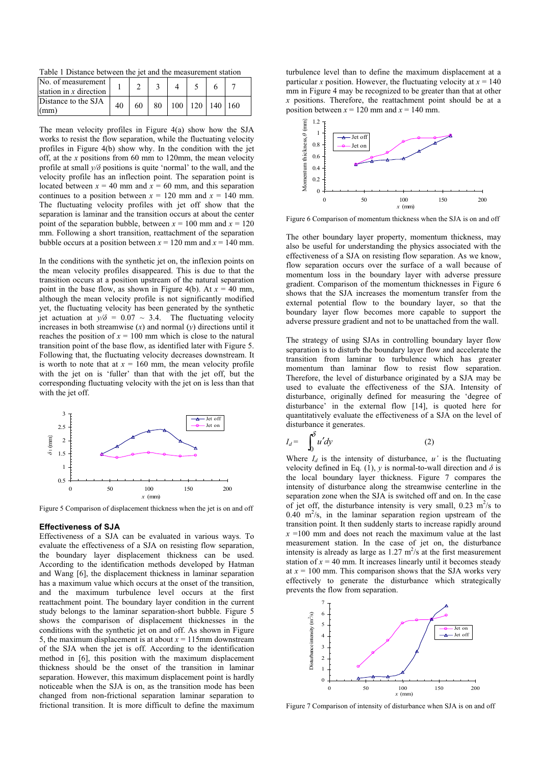Table 1 Distance between the jet and the measurement station

| No. of measurement station in $x$ direction | 1 | 2 | 3 | 4 | 5 | 6 | 7 |
|---|---|---|---|---|---|---|---|
| Distance to the SJA (mm) | 40 | 60 | 80 | 100 | 120 | 140 | 160 |

The mean velocity profiles in Figure 4(a) show how the SJA works to resist the flow separation, while the fluctuating velocity profiles in Figure 4(b) show why. In the condition with the jet off, at the $x$ positions from 60 mm to 120mm, the mean velocity profile at small $y/\delta$ positions is quite 'normal' to the wall, and the velocity profile has an inflection point. The separation point is located between $x = 40$ mm and $x = 60$ mm, and this separation continues to a position between $x = 120$ mm and $x = 140$ mm. The fluctuating velocity profiles with jet off show that the separation is laminar and the transition occurs at about the center point of the separation bubble, between $x = 100$ mm and $x = 120$ mm. Following a short transition, reattachment of the separation bubble occurs at a position between $x = 120$ mm and $x = 140$ mm.

In the conditions with the synthetic jet on, the inflexion points on the mean velocity profiles disappeared. This is due to that the transition occurs at a position upstream of the natural separation point in the base flow, as shown in Figure 4(b). At $x = 40$ mm, although the mean velocity profile is not significantly modified yet, the fluctuating velocity has been generated by the synthetic jet actuation at $y/\delta = 0.07 \sim 3.4$. The fluctuating velocity increases in both streamwise ($x$) and normal ($y$) directions until it reaches the position of $x = 100$ mm which is close to the natural transition point of the base flow, as identified later with Figure 5. Following that, the fluctuating velocity decreases downstream. It is worth to note that at $x = 160$ mm, the mean velocity profile with the jet on is 'fuller' than that with the jet off, but the corresponding fluctuating velocity with the jet on is less than that with the jet off.

Figure 5 Comparison of displacement thickness when the jet is on and off

## Effectiveness of SJA

Effectiveness of a SJA can be evaluated in various ways. To evaluate the effectiveness of a SJA on resisting flow separation, the boundary layer displacement thickness can be used. According to the identification methods developed by Hatman and Wang [6], the displacement thickness in laminar separation has a maximum value which occurs at the onset of the transition, and the maximum turbulence level occurs at the first reattachment point. The boundary layer condition in the current study belongs to the laminar separation-short bubble. Figure 5 shows the comparison of displacement thicknesses in the conditions with the synthetic jet on and off. As shown in Figure 5, the maximum displacement is at about $x = 115$mm downstream of the SJA when the jet is off. According to the identification method in [6], this position with the maximum displacement thickness should be the onset of the transition in laminar separation. However, this maximum displacement point is hardly noticeable when the SJA is on, as the transition mode has been changed from non-frictional separation laminar separation to frictional transition. It is more difficult to define the maximum turbulence level than to define the maximum displacement at a particular $x$ position. However, the fluctuating velocity at $x = 140$ mm in Figure 4 may be recognized to be greater than that at other $x$ positions. Therefore, the reattachment point should be at a position between $x = 120$ mm and $x = 140$ mm.

Figure 6 Comparison of momentum thickness when the SJA is on and off

The other boundary layer property, momentum thickness, may also be useful for understanding the physics associated with the effectiveness of a SJA on resisting flow separation. As we know, flow separation occurs over the surface of a wall because of momentum loss in the boundary layer with adverse pressure gradient. Comparison of the momentum thicknesses in Figure 6 shows that the SJA increases the momentum transfer from the external potential flow to the boundary layer, so that the boundary layer flow becomes more capable to support the adverse pressure gradient and not to be unattached from the wall.

The strategy of using SJAs in controlling boundary layer flow separation is to disturb the boundary layer flow and accelerate the transition from laminar to turbulence which has greater momentum than laminar flow to resist flow separation. Therefore, the level of disturbance originated by a SJA may be used to evaluate the effectiveness of the SJA. Intensity of disturbance, originally defined for measuring the 'degree of disturbance' in the external flow [14], is quoted here for quantitatively evaluate the effectiveness of a SJA on the level of disturbance it generates.

$$I_d = \int_0^{\delta} u' dy \tag{2}$$

Where $I_d$ is the intensity of disturbance, $u'$ is the fluctuating velocity defined in Eq. (1), $y$ is normal-to-wall direction and $\delta$ is the local boundary layer thickness. Figure 7 compares the intensity of disturbance along the streamwise centerline in the separation zone when the SJA is switched off and on. In the case of jet off, the disturbance intensity is very small, 0.23 $m^2/s$ to 0.40 $m^2/s$, in the laminar separation region upstream of the transition point. It then suddenly starts to increase rapidly around $x$ =100 mm and does not reach the maximum value at the last measurement station. In the case of jet on, the disturbance intensity is already as large as 1.27 $m^2/s$ at the first measurement station of $x = 40$ mm. It increases linearly until it becomes steady at $x = 100$ mm. This comparison shows that the SJA works very effectively to generate the disturbance which strategically prevents the flow from separation.

Figure 7 Comparison of intensity of disturbance when SJA is on and off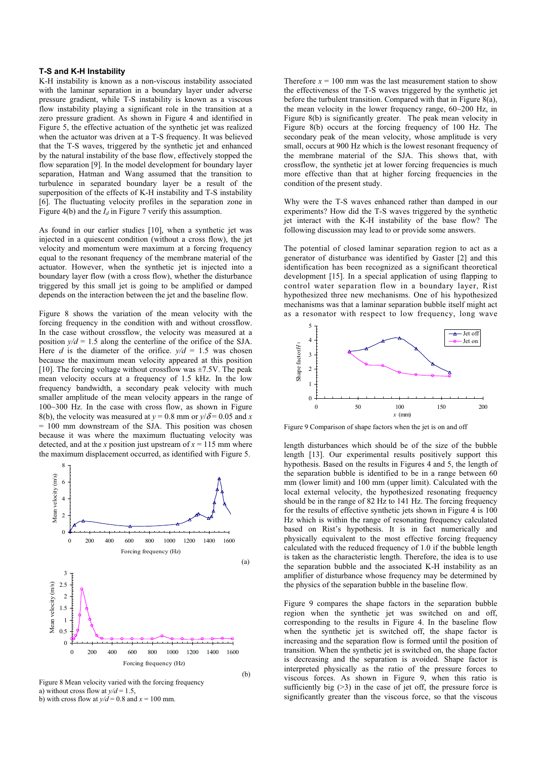### T-S and K-H Instability

K-H instability is known as a non-viscous instability associated with the laminar separation in a boundary layer under adverse pressure gradient, while T-S instability is known as a viscous flow instability playing a significant role in the transition at a zero pressure gradient. As shown in Figure 4 and identified in Figure 5, the effective actuation of the synthetic jet was realized when the actuator was driven at a T-S frequency. It was believed that the T-S waves, triggered by the synthetic jet and enhanced by the natural instability of the base flow, effectively stopped the flow separation [9]. In the model development for boundary layer separation, Hatman and Wang assumed that the transition to turbulence in separated boundary layer be a result of the superposition of the effects of K-H instability and T-S instability [6]. The fluctuating velocity profiles in the separation zone in Figure 4(b) and the $I_d$ in Figure 7 verify this assumption.

As found in our earlier studies [10], when a synthetic jet was injected in a quiescent condition (without a cross flow), the jet velocity and momentum were maximum at a forcing frequency equal to the resonant frequency of the membrane material of the actuator. However, when the synthetic jet is injected into a boundary layer flow (with a cross flow), whether the disturbance triggered by this small jet is going to be amplified or damped depends on the interaction between the jet and the baseline flow.

Figure 8 shows the variation of the mean velocity with the forcing frequency in the condition with and without crossflow. In the case without crossflow, the velocity was measured at a position $y/d = 1.5$ along the centerline of the orifice of the SJA. Here $d$ is the diameter of the orifice. $y/d = 1.5$ was chosen because the maximum mean velocity appeared at this position [10]. The forcing voltage without crossflow was ±7.5V. The peak mean velocity occurs at a frequency of 1.5 kHz. In the low frequency bandwidth, a secondary peak velocity with much smaller amplitude of the mean velocity appears in the range of 100~300 Hz. In the case with cross flow, as shown in Figure 8(b), the velocity was measured at $y = 0.8$ mm or $y/\delta = 0.05$ and $x = 100$ mm downstream of the SJA. This position was chosen because it was where the maximum fluctuating velocity was detected, and at the $x$ position just upstream of $x = 115$ mm where the maximum displacement occurred, as identified with Figure 5.

Figure 8 Mean velocity varied with the forcing frequency
a) without cross flow at $y/d = 1.5$,
b) with cross flow at $y/d = 0.8$ and $x = 100$ mm.

Therefore $x = 100$ mm was the last measurement station to show the effectiveness of the T-S waves triggered by the synthetic jet before the turbulent transition. Compared with that in Figure 8(a), the mean velocity in the lower frequency range, 60~200 Hz, in Figure 8(b) is significantly greater. The peak mean velocity in Figure 8(b) occurs at the forcing frequency of 100 Hz. The secondary peak of the mean velocity, whose amplitude is very small, occurs at 900 Hz which is the lowest resonant frequency of the membrane material of the SJA. This shows that, with crossflow, the synthetic jet at lower forcing frequencies is much more effective than that at higher forcing frequencies in the condition of the present study.

Why were the T-S waves enhanced rather than damped in our experiments? How did the T-S waves triggered by the synthetic jet interact with the K-H instability of the base flow? The following discussion may lead to or provide some answers.

The potential of closed laminar separation region to act as a generator of disturbance was identified by Gaster [2] and this identification has been recognized as a significant theoretical development [15]. In a special application of using flapping to control water separation flow in a boundary layer, Rist hypothesized three new mechanisms. One of his hypothesized mechanisms was that a laminar separation bubble itself might act as a resonator with respect to low frequency, long wave

Figure 9 Comparison of shape factors when the jet is on and off

length disturbances which should be of the size of the bubble length [13]. Our experimental results positively support this hypothesis. Based on the results in Figures 4 and 5, the length of the separation bubble is identified to be in a range between 60 mm (lower limit) and 100 mm (upper limit). Calculated with the local external velocity, the hypothesized resonating frequency should be in the range of 82 Hz to 141 Hz. The forcing frequency for the results of effective synthetic jets shown in Figure 4 is 100 Hz which is within the range of resonating frequency calculated based on Rist's hypothesis. It is in fact numerically and physically equivalent to the most effective forcing frequency calculated with the reduced frequency of 1.0 if the bubble length is taken as the characteristic length. Therefore, the idea is to use the separation bubble and the associated K-H instability as an amplifier of disturbance whose frequency may be determined by the physics of the separation bubble in the baseline flow.

Figure 9 compares the shape factors in the separation bubble region when the synthetic jet was switched on and off, corresponding to the results in Figure 4. In the baseline flow when the synthetic jet is switched off, the shape factor is increasing and the separation flow is formed until the position of transition. When the synthetic jet is switched on, the shape factor is decreasing and the separation is avoided. Shape factor is interpreted physically as the ratio of the pressure forces to viscous forces. As shown in Figure 9, when this ratio is sufficiently big (>3) in the case of jet off, the pressure force is significantly greater than the viscous force, so that the viscous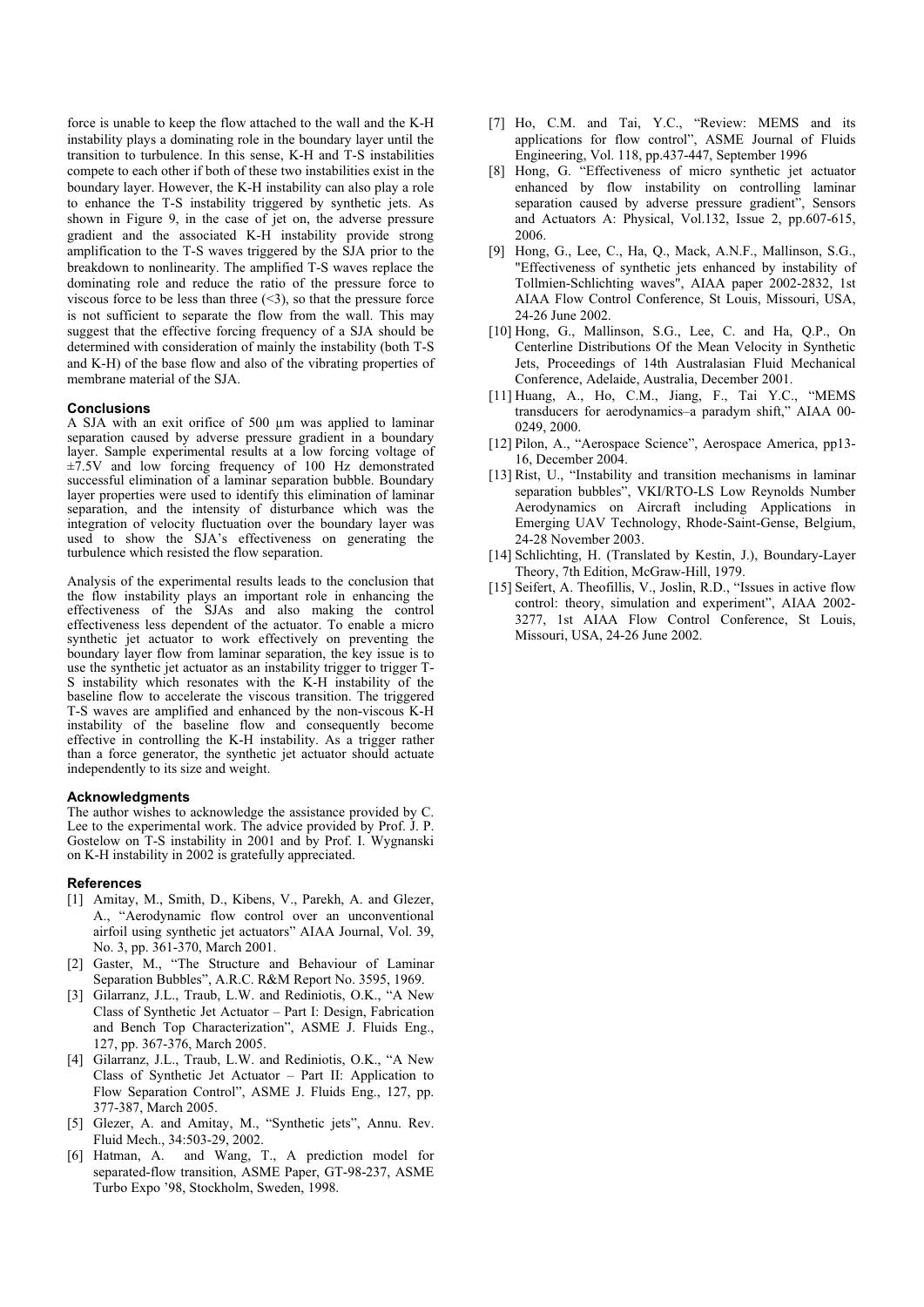force is unable to keep the flow attached to the wall and the K-H instability plays a dominating role in the boundary layer until the transition to turbulence. In this sense, K-H and T-S instabilities compete to each other if both of these two instabilities exist in the boundary layer. However, the K-H instability can also play a role to enhance the T-S instability triggered by synthetic jets. As shown in Figure 9, in the case of jet on, the adverse pressure gradient and the associated K-H instability provide strong amplification to the T-S waves triggered by the SJA prior to the breakdown to nonlinearity. The amplified T-S waves replace the dominating role and reduce the ratio of the pressure force to viscous force to be less than three (<3), so that the pressure force is not sufficient to separate the flow from the wall. This may suggest that the effective forcing frequency of a SJA should be determined with consideration of mainly the instability (both T-S and K-H) of the base flow and also of the vibrating properties of membrane material of the SJA.

### Conclusions

A SJA with an exit orifice of 500 μm was applied to laminar separation caused by adverse pressure gradient in a boundary layer. Sample experimental results at a low forcing voltage of ±7.5V and low forcing frequency of 100 Hz demonstrated successful elimination of a laminar separation bubble. Boundary layer properties were used to identify this elimination of laminar separation, and the intensity of disturbance which was the integration of velocity fluctuation over the boundary layer was used to show the SJA's effectiveness on generating the turbulence which resisted the flow separation.

Analysis of the experimental results leads to the conclusion that the flow instability plays an important role in enhancing the effectiveness of the SJAs and also making the control effectiveness less dependent of the actuator. To enable a micro synthetic jet actuator to work effectively on preventing the boundary layer flow from laminar separation, the key issue is to use the synthetic jet actuator as an instability trigger to trigger T-S instability which resonates with the K-H instability of the baseline flow to accelerate the viscous transition. The triggered T-S waves are amplified and enhanced by the non-viscous K-H instability of the baseline flow and consequently become effective in controlling the K-H instability. As a trigger rather than a force generator, the synthetic jet actuator should actuate independently to its size and weight.

### Acknowledgments

The author wishes to acknowledge the assistance provided by C. Lee to the experimental work. The advice provided by Prof. J. P. Gostelow on T-S instability in 2001 and by Prof. I. Wygnanski on K-H instability in 2002 is gratefully appreciated.

### References

[1] Amitay, M., Smith, D., Kibens, V., Parekh, A. and Glezer, A., "Aerodynamic flow control over an unconventional airfoil using synthetic jet actuators" AIAA Journal, Vol. 39, No. 3, pp. 361-370, March 2001.

[2] Gaster, M., "The Structure and Behaviour of Laminar Separation Bubbles", A.R.C. R&M Report No. 3595, 1969.

[3] Gilarranz, J.L., Traub, L.W. and Rediniotis, O.K., "A New Class of Synthetic Jet Actuator – Part I: Design, Fabrication and Bench Top Characterization", ASME J. Fluids Eng., 127, pp. 367-376, March 2005.

[4] Gilarranz, J.L., Traub, L.W. and Rediniotis, O.K., "A New Class of Synthetic Jet Actuator – Part II: Application to Flow Separation Control", ASME J. Fluids Eng., 127, pp. 377-387, March 2005.

[5] Glezer, A. and Amitay, M., "Synthetic jets", Annu. Rev. Fluid Mech., 34:503-29, 2002.

[6] Hatman, A. and Wang, T., A prediction model for separated-flow transition, ASME Paper, GT-98-237, ASME Turbo Expo '98, Stockholm, Sweden, 1998.

[7] Ho, C.M. and Tai, Y.C., "Review: MEMS and its applications for flow control", ASME Journal of Fluids Engineering, Vol. 118, pp.437-447, September 1996

[8] Hong, G. "Effectiveness of micro synthetic jet actuator enhanced by flow instability on controlling laminar separation caused by adverse pressure gradient", Sensors and Actuators A: Physical, Vol.132, Issue 2, pp.607-615, 2006.

[9] Hong, G., Lee, C., Ha, Q., Mack, A.N.F., Mallinson, S.G., "Effectiveness of synthetic jets enhanced by instability of Tollmien-Schlichting waves", AIAA paper 2002-2832, 1st AIAA Flow Control Conference, St Louis, Missouri, USA, 24-26 June 2002.

[10] Hong, G., Mallinson, S.G., Lee, C. and Ha, Q.P., On Centerline Distributions Of the Mean Velocity in Synthetic Jets, Proceedings of 14th Australasian Fluid Mechanical Conference, Adelaide, Australia, December 2001.

[11] Huang, A., Ho, C.M., Jiang, F., Tai Y.C., "MEMS transducers for aerodynamics–a paradym shift," AIAA 00-0249, 2000.

[12] Pilon, A., "Aerospace Science", Aerospace America, pp13-16, December 2004.

[13] Rist, U., "Instability and transition mechanisms in laminar separation bubbles", VKI/RTO-LS Low Reynolds Number Aerodynamics on Aircraft including Applications in Emerging UAV Technology, Rhode-Saint-Gense, Belgium, 24-28 November 2003.

[14] Schlichting, H. (Translated by Kestin, J.), Boundary-Layer Theory, 7th Edition, McGraw-Hill, 1979.

[15] Seifert, A. Theofillis, V., Joslin, R.D., "Issues in active flow control: theory, simulation and experiment", AIAA 2002-3277, 1st AIAA Flow Control Conference, St Louis, Missouri, USA, 24-26 June 2002.